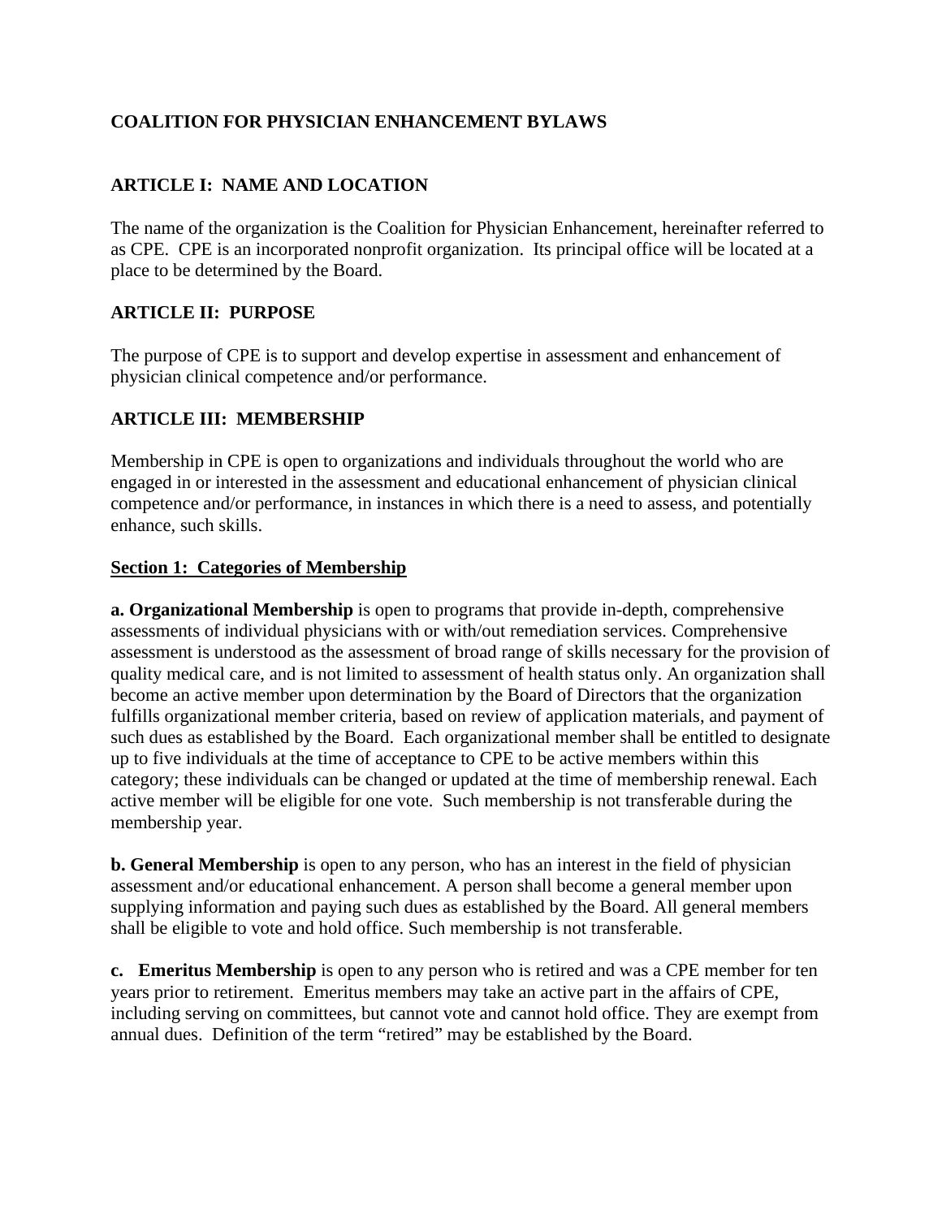# COALITION FOR PHYSICIAN ENHANCEMENT BYLAWS

## ARTICLE I: NAME AND LOCATION

The name of the organization is the Coalition for Physician Enhancement, hereinafter referred to as CPE. CPE is an incorporated nonprofit organization. Its principal office will be located at a place to be determined by the Board.

## ARTICLE II: PURPOSE

The purpose of CPE is to support and develop expertise in assessment and enhancement of physician clinical competence and/or performance.

## ARTICLE III: MEMBERSHIP

Membership in CPE is open to organizations and individuals throughout the world who are engaged in or interested in the assessment and educational enhancement of physician clinical competence and/or performance, in instances in which there is a need to assess, and potentially enhance, such skills.

### Section 1: Categories of Membership

**a. Organizational Membership** is open to programs that provide in-depth, comprehensive assessments of individual physicians with or with/out remediation services. Comprehensive assessment is understood as the assessment of broad range of skills necessary for the provision of quality medical care, and is not limited to assessment of health status only. An organization shall become an active member upon determination by the Board of Directors that the organization fulfills organizational member criteria, based on review of application materials, and payment of such dues as established by the Board. Each organizational member shall be entitled to designate up to five individuals at the time of acceptance to CPE to be active members within this category; these individuals can be changed or updated at the time of membership renewal. Each active member will be eligible for one vote. Such membership is not transferable during the membership year.

**b. General Membership** is open to any person, who has an interest in the field of physician assessment and/or educational enhancement. A person shall become a general member upon supplying information and paying such dues as established by the Board. All general members shall be eligible to vote and hold office. Such membership is not transferable.

**c. Emeritus Membership** is open to any person who is retired and was a CPE member for ten years prior to retirement. Emeritus members may take an active part in the affairs of CPE, including serving on committees, but cannot vote and cannot hold office. They are exempt from annual dues. Definition of the term "retired" may be established by the Board.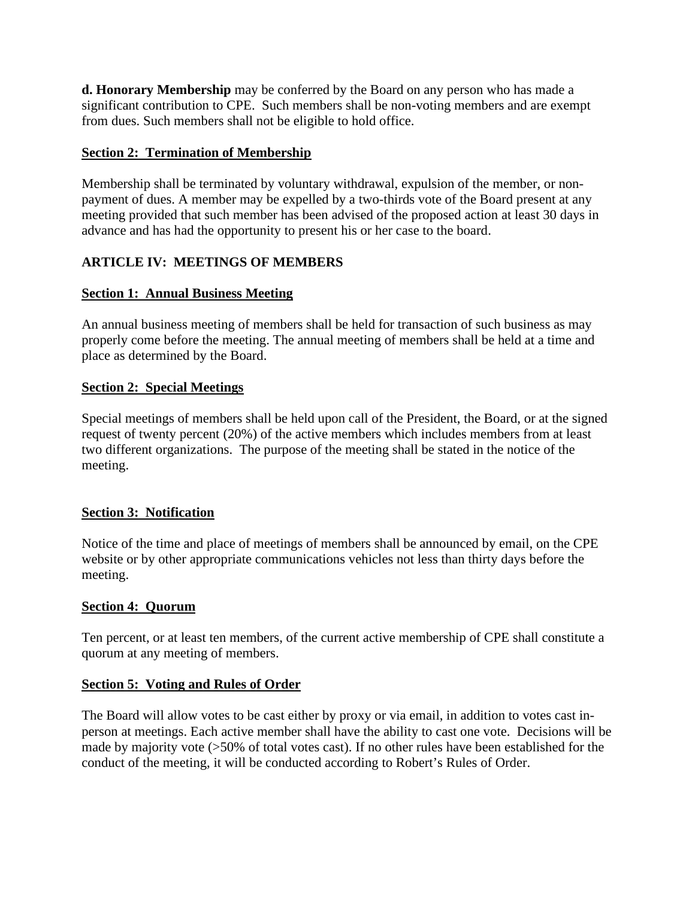**d. Honorary Membership** may be conferred by the Board on any person who has made a significant contribution to CPE. Such members shall be non-voting members and are exempt from dues. Such members shall not be eligible to hold office.

### Section 2: Termination of Membership

Membership shall be terminated by voluntary withdrawal, expulsion of the member, or non-payment of dues. A member may be expelled by a two-thirds vote of the Board present at any meeting provided that such member has been advised of the proposed action at least 30 days in advance and has had the opportunity to present his or her case to the board.

## ARTICLE IV: MEETINGS OF MEMBERS

### Section 1: Annual Business Meeting

An annual business meeting of members shall be held for transaction of such business as may properly come before the meeting. The annual meeting of members shall be held at a time and place as determined by the Board.

### Section 2: Special Meetings

Special meetings of members shall be held upon call of the President, the Board, or at the signed request of twenty percent (20%) of the active members which includes members from at least two different organizations. The purpose of the meeting shall be stated in the notice of the meeting.

### Section 3: Notification

Notice of the time and place of meetings of members shall be announced by email, on the CPE website or by other appropriate communications vehicles not less than thirty days before the meeting.

### Section 4: Quorum

Ten percent, or at least ten members, of the current active membership of CPE shall constitute a quorum at any meeting of members.

### Section 5: Voting and Rules of Order

The Board will allow votes to be cast either by proxy or via email, in addition to votes cast in-person at meetings. Each active member shall have the ability to cast one vote. Decisions will be made by majority vote (>50% of total votes cast). If no other rules have been established for the conduct of the meeting, it will be conducted according to Robert's Rules of Order.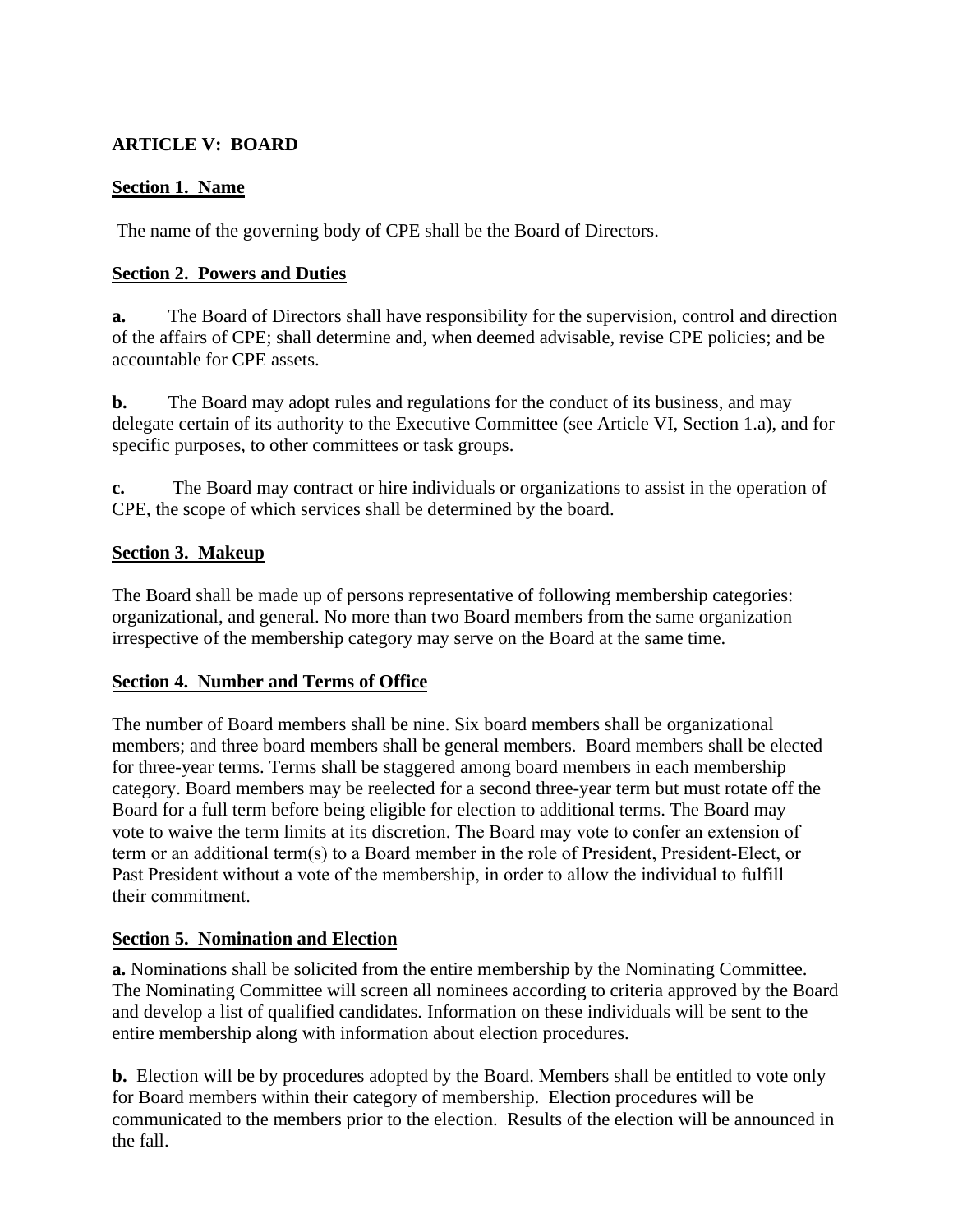## ARTICLE V: BOARD

**Section 1. Name**

The name of the governing body of CPE shall be the Board of Directors.

**Section 2. Powers and Duties**

**a.** The Board of Directors shall have responsibility for the supervision, control and direction of the affairs of CPE; shall determine and, when deemed advisable, revise CPE policies; and be accountable for CPE assets.

**b.** The Board may adopt rules and regulations for the conduct of its business, and may delegate certain of its authority to the Executive Committee (see Article VI, Section 1.a), and for specific purposes, to other committees or task groups.

**c.** The Board may contract or hire individuals or organizations to assist in the operation of CPE, the scope of which services shall be determined by the board.

**Section 3. Makeup**

The Board shall be made up of persons representative of following membership categories: organizational, and general. No more than two Board members from the same organization irrespective of the membership category may serve on the Board at the same time.

**Section 4. Number and Terms of Office**

The number of Board members shall be nine. Six board members shall be organizational members; and three board members shall be general members. Board members shall be elected for three-year terms. Terms shall be staggered among board members in each membership category. Board members may be reelected for a second three-year term but must rotate off the Board for a full term before being eligible for election to additional terms. The Board may vote to waive the term limits at its discretion. The Board may vote to confer an extension of term or an additional term(s) to a Board member in the role of President, President-Elect, or Past President without a vote of the membership, in order to allow the individual to fulfill their commitment.

**Section 5. Nomination and Election**

**a.** Nominations shall be solicited from the entire membership by the Nominating Committee. The Nominating Committee will screen all nominees according to criteria approved by the Board and develop a list of qualified candidates. Information on these individuals will be sent to the entire membership along with information about election procedures.

**b.** Election will be by procedures adopted by the Board. Members shall be entitled to vote only for Board members within their category of membership. Election procedures will be communicated to the members prior to the election. Results of the election will be announced in the fall.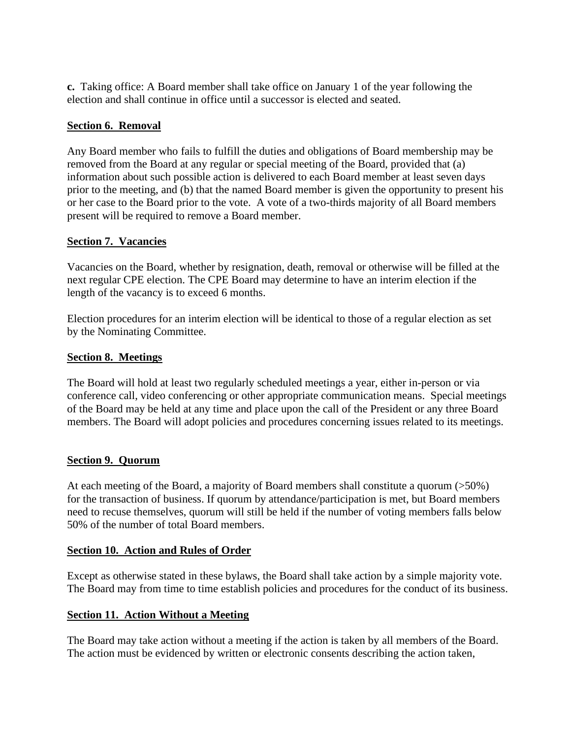**c.** Taking office: A Board member shall take office on January 1 of the year following the election and shall continue in office until a successor is elected and seated.

**Section 6. Removal**

Any Board member who fails to fulfill the duties and obligations of Board membership may be removed from the Board at any regular or special meeting of the Board, provided that (a) information about such possible action is delivered to each Board member at least seven days prior to the meeting, and (b) that the named Board member is given the opportunity to present his or her case to the Board prior to the vote. A vote of a two-thirds majority of all Board members present will be required to remove a Board member.

**Section 7. Vacancies**

Vacancies on the Board, whether by resignation, death, removal or otherwise will be filled at the next regular CPE election. The CPE Board may determine to have an interim election if the length of the vacancy is to exceed 6 months.

Election procedures for an interim election will be identical to those of a regular election as set by the Nominating Committee.

**Section 8. Meetings**

The Board will hold at least two regularly scheduled meetings a year, either in-person or via conference call, video conferencing or other appropriate communication means. Special meetings of the Board may be held at any time and place upon the call of the President or any three Board members. The Board will adopt policies and procedures concerning issues related to its meetings.

**Section 9. Quorum**

At each meeting of the Board, a majority of Board members shall constitute a quorum (>50%) for the transaction of business. If quorum by attendance/participation is met, but Board members need to recuse themselves, quorum will still be held if the number of voting members falls below 50% of the number of total Board members.

**Section 10. Action and Rules of Order**

Except as otherwise stated in these bylaws, the Board shall take action by a simple majority vote. The Board may from time to time establish policies and procedures for the conduct of its business.

**Section 11. Action Without a Meeting**

The Board may take action without a meeting if the action is taken by all members of the Board. The action must be evidenced by written or electronic consents describing the action taken,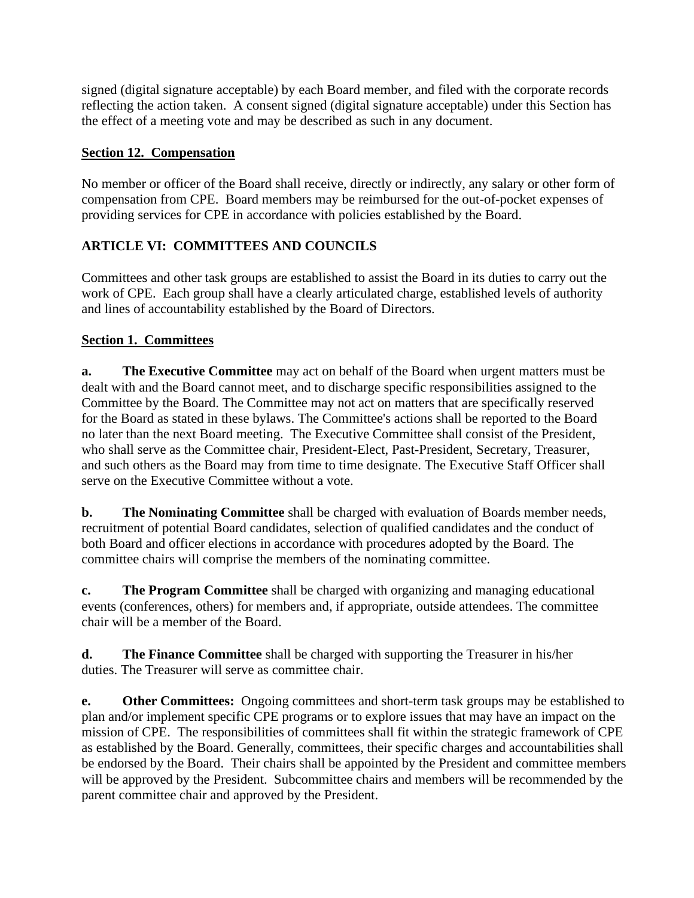signed (digital signature acceptable) by each Board member, and filed with the corporate records reflecting the action taken. A consent signed (digital signature acceptable) under this Section has the effect of a meeting vote and may be described as such in any document.

### Section 12. Compensation

No member or officer of the Board shall receive, directly or indirectly, any salary or other form of compensation from CPE. Board members may be reimbursed for the out-of-pocket expenses of providing services for CPE in accordance with policies established by the Board.

## ARTICLE VI: COMMITTEES AND COUNCILS

Committees and other task groups are established to assist the Board in its duties to carry out the work of CPE. Each group shall have a clearly articulated charge, established levels of authority and lines of accountability established by the Board of Directors.

### Section 1. Committees

**a. The Executive Committee** may act on behalf of the Board when urgent matters must be dealt with and the Board cannot meet, and to discharge specific responsibilities assigned to the Committee by the Board. The Committee may not act on matters that are specifically reserved for the Board as stated in these bylaws. The Committee's actions shall be reported to the Board no later than the next Board meeting. The Executive Committee shall consist of the President, who shall serve as the Committee chair, President-Elect, Past-President, Secretary, Treasurer, and such others as the Board may from time to time designate. The Executive Staff Officer shall serve on the Executive Committee without a vote.

**b. The Nominating Committee** shall be charged with evaluation of Boards member needs, recruitment of potential Board candidates, selection of qualified candidates and the conduct of both Board and officer elections in accordance with procedures adopted by the Board. The committee chairs will comprise the members of the nominating committee.

**c. The Program Committee** shall be charged with organizing and managing educational events (conferences, others) for members and, if appropriate, outside attendees. The committee chair will be a member of the Board.

**d. The Finance Committee** shall be charged with supporting the Treasurer in his/her duties. The Treasurer will serve as committee chair.

**e. Other Committees:** Ongoing committees and short-term task groups may be established to plan and/or implement specific CPE programs or to explore issues that may have an impact on the mission of CPE. The responsibilities of committees shall fit within the strategic framework of CPE as established by the Board. Generally, committees, their specific charges and accountabilities shall be endorsed by the Board. Their chairs shall be appointed by the President and committee members will be approved by the President. Subcommittee chairs and members will be recommended by the parent committee chair and approved by the President.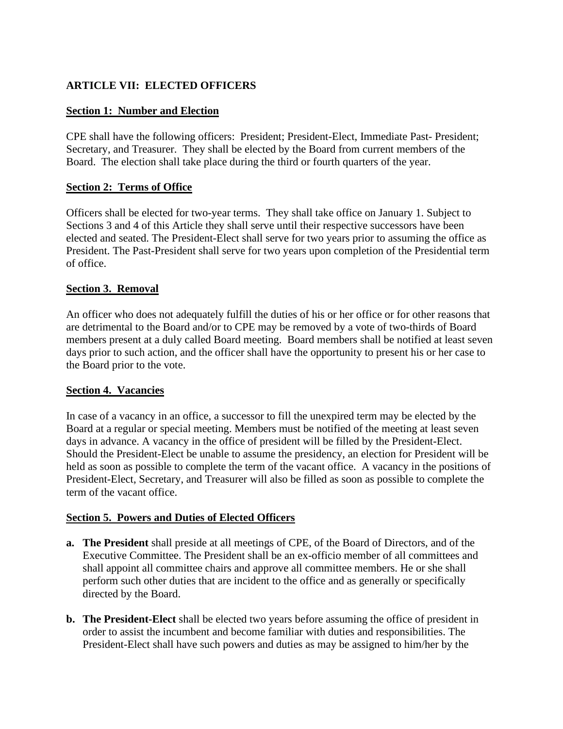## ARTICLE VII: ELECTED OFFICERS

**Section 1: Number and Election**

CPE shall have the following officers: President; President-Elect, Immediate Past- President; Secretary, and Treasurer. They shall be elected by the Board from current members of the Board. The election shall take place during the third or fourth quarters of the year.

**Section 2: Terms of Office**

Officers shall be elected for two-year terms. They shall take office on January 1. Subject to Sections 3 and 4 of this Article they shall serve until their respective successors have been elected and seated. The President-Elect shall serve for two years prior to assuming the office as President. The Past-President shall serve for two years upon completion of the Presidential term of office.

**Section 3. Removal**

An officer who does not adequately fulfill the duties of his or her office or for other reasons that are detrimental to the Board and/or to CPE may be removed by a vote of two-thirds of Board members present at a duly called Board meeting. Board members shall be notified at least seven days prior to such action, and the officer shall have the opportunity to present his or her case to the Board prior to the vote.

**Section 4. Vacancies**

In case of a vacancy in an office, a successor to fill the unexpired term may be elected by the Board at a regular or special meeting. Members must be notified of the meeting at least seven days in advance. A vacancy in the office of president will be filled by the President-Elect. Should the President-Elect be unable to assume the presidency, an election for President will be held as soon as possible to complete the term of the vacant office. A vacancy in the positions of President-Elect, Secretary, and Treasurer will also be filled as soon as possible to complete the term of the vacant office.

**Section 5. Powers and Duties of Elected Officers**

- **a. The President** shall preside at all meetings of CPE, of the Board of Directors, and of the Executive Committee. The President shall be an ex-officio member of all committees and shall appoint all committee chairs and approve all committee members. He or she shall perform such other duties that are incident to the office and as generally or specifically directed by the Board.

- **b. The President-Elect** shall be elected two years before assuming the office of president in order to assist the incumbent and become familiar with duties and responsibilities. The President-Elect shall have such powers and duties as may be assigned to him/her by the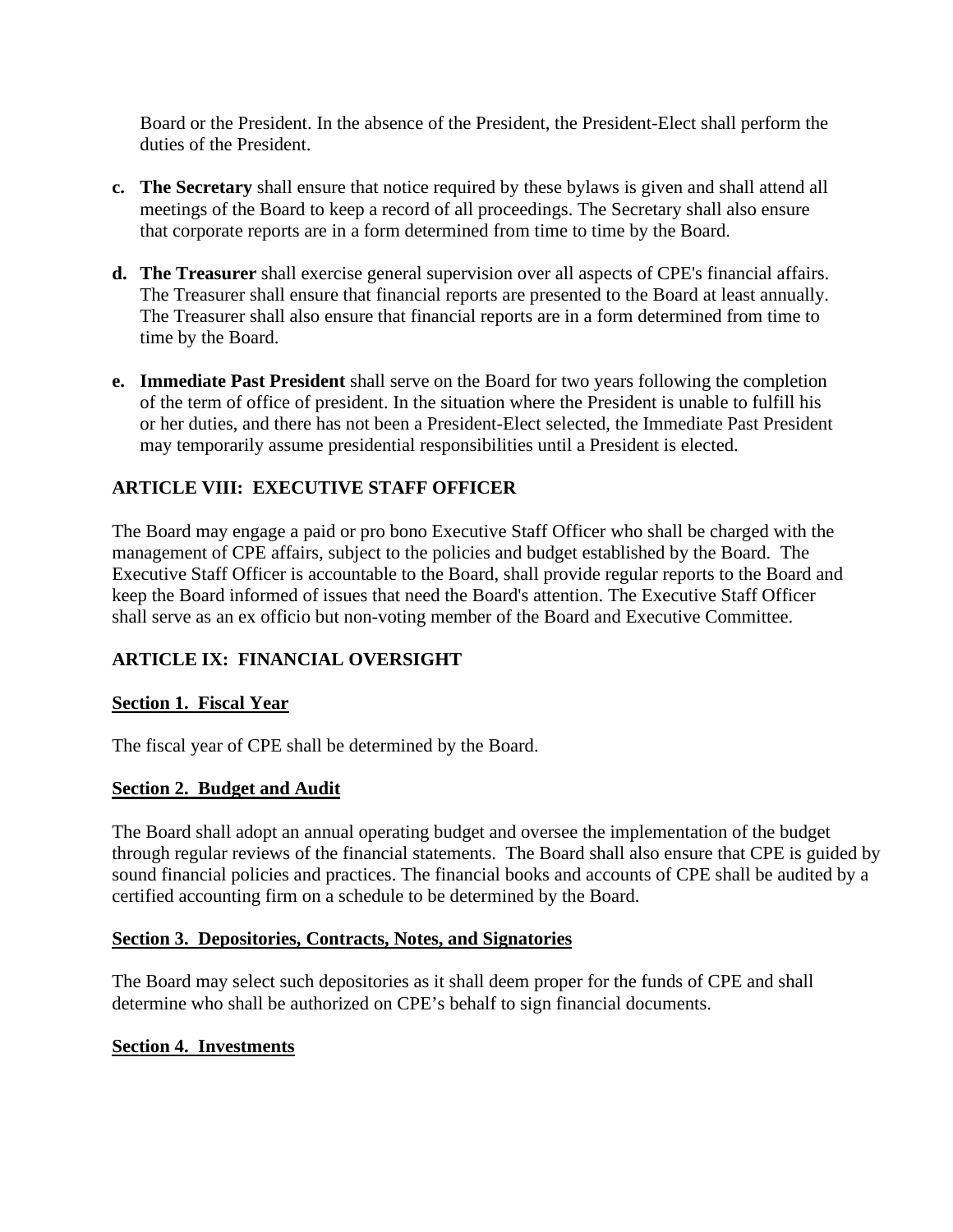Board or the President. In the absence of the President, the President-Elect shall perform the duties of the President.

**c. The Secretary** shall ensure that notice required by these bylaws is given and shall attend all meetings of the Board to keep a record of all proceedings. The Secretary shall also ensure that corporate reports are in a form determined from time to time by the Board.

**d. The Treasurer** shall exercise general supervision over all aspects of CPE's financial affairs. The Treasurer shall ensure that financial reports are presented to the Board at least annually. The Treasurer shall also ensure that financial reports are in a form determined from time to time by the Board.

**e. Immediate Past President** shall serve on the Board for two years following the completion of the term of office of president. In the situation where the President is unable to fulfill his or her duties, and there has not been a President-Elect selected, the Immediate Past President may temporarily assume presidential responsibilities until a President is elected.

## ARTICLE VIII: EXECUTIVE STAFF OFFICER

The Board may engage a paid or pro bono Executive Staff Officer who shall be charged with the management of CPE affairs, subject to the policies and budget established by the Board. The Executive Staff Officer is accountable to the Board, shall provide regular reports to the Board and keep the Board informed of issues that need the Board's attention. The Executive Staff Officer shall serve as an ex officio but non-voting member of the Board and Executive Committee.

## ARTICLE IX: FINANCIAL OVERSIGHT

### Section 1. Fiscal Year

The fiscal year of CPE shall be determined by the Board.

### Section 2. Budget and Audit

The Board shall adopt an annual operating budget and oversee the implementation of the budget through regular reviews of the financial statements. The Board shall also ensure that CPE is guided by sound financial policies and practices. The financial books and accounts of CPE shall be audited by a certified accounting firm on a schedule to be determined by the Board.

### Section 3. Depositories, Contracts, Notes, and Signatories

The Board may select such depositories as it shall deem proper for the funds of CPE and shall determine who shall be authorized on CPE's behalf to sign financial documents.

### Section 4. Investments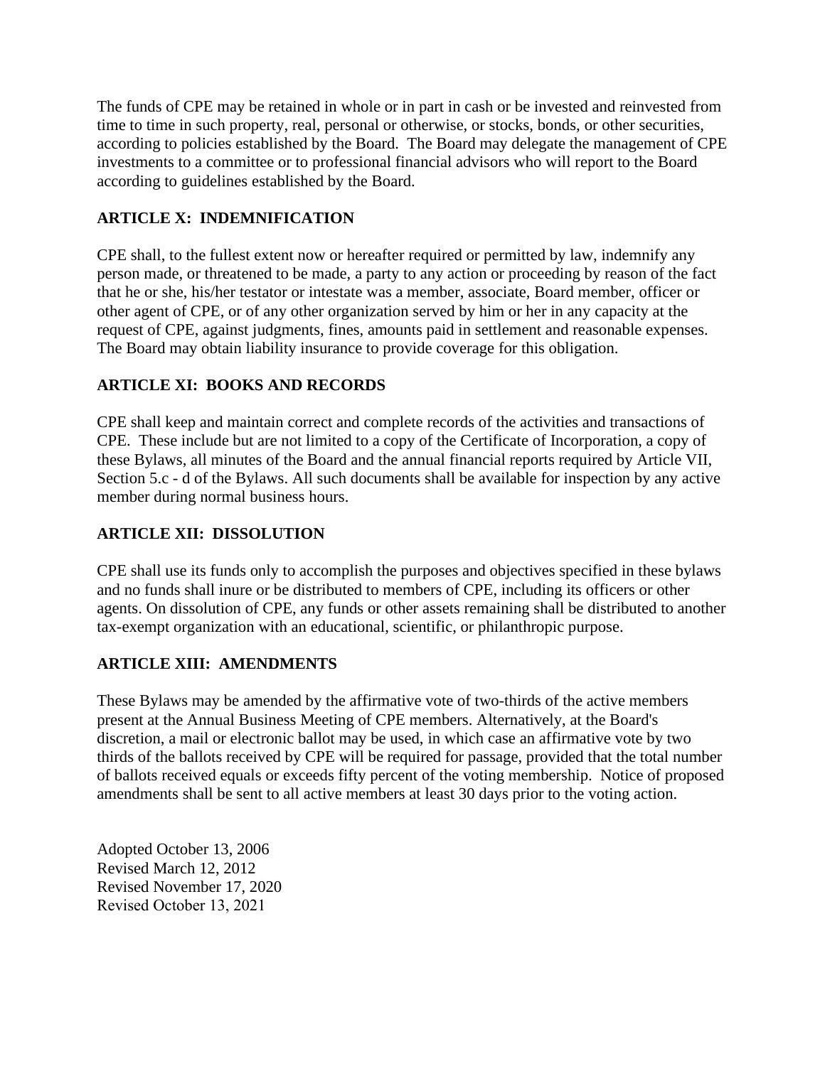The funds of CPE may be retained in whole or in part in cash or be invested and reinvested from time to time in such property, real, personal or otherwise, or stocks, bonds, or other securities, according to policies established by the Board. The Board may delegate the management of CPE investments to a committee or to professional financial advisors who will report to the Board according to guidelines established by the Board.

## ARTICLE X: INDEMNIFICATION

CPE shall, to the fullest extent now or hereafter required or permitted by law, indemnify any person made, or threatened to be made, a party to any action or proceeding by reason of the fact that he or she, his/her testator or intestate was a member, associate, Board member, officer or other agent of CPE, or of any other organization served by him or her in any capacity at the request of CPE, against judgments, fines, amounts paid in settlement and reasonable expenses. The Board may obtain liability insurance to provide coverage for this obligation.

## ARTICLE XI: BOOKS AND RECORDS

CPE shall keep and maintain correct and complete records of the activities and transactions of CPE. These include but are not limited to a copy of the Certificate of Incorporation, a copy of these Bylaws, all minutes of the Board and the annual financial reports required by Article VII, Section 5.c - d of the Bylaws. All such documents shall be available for inspection by any active member during normal business hours.

## ARTICLE XII: DISSOLUTION

CPE shall use its funds only to accomplish the purposes and objectives specified in these bylaws and no funds shall inure or be distributed to members of CPE, including its officers or other agents. On dissolution of CPE, any funds or other assets remaining shall be distributed to another tax-exempt organization with an educational, scientific, or philanthropic purpose.

## ARTICLE XIII: AMENDMENTS

These Bylaws may be amended by the affirmative vote of two-thirds of the active members present at the Annual Business Meeting of CPE members. Alternatively, at the Board's discretion, a mail or electronic ballot may be used, in which case an affirmative vote by two thirds of the ballots received by CPE will be required for passage, provided that the total number of ballots received equals or exceeds fifty percent of the voting membership. Notice of proposed amendments shall be sent to all active members at least 30 days prior to the voting action.

Adopted October 13, 2006
Revised March 12, 2012
Revised November 17, 2020
Revised October 13, 2021